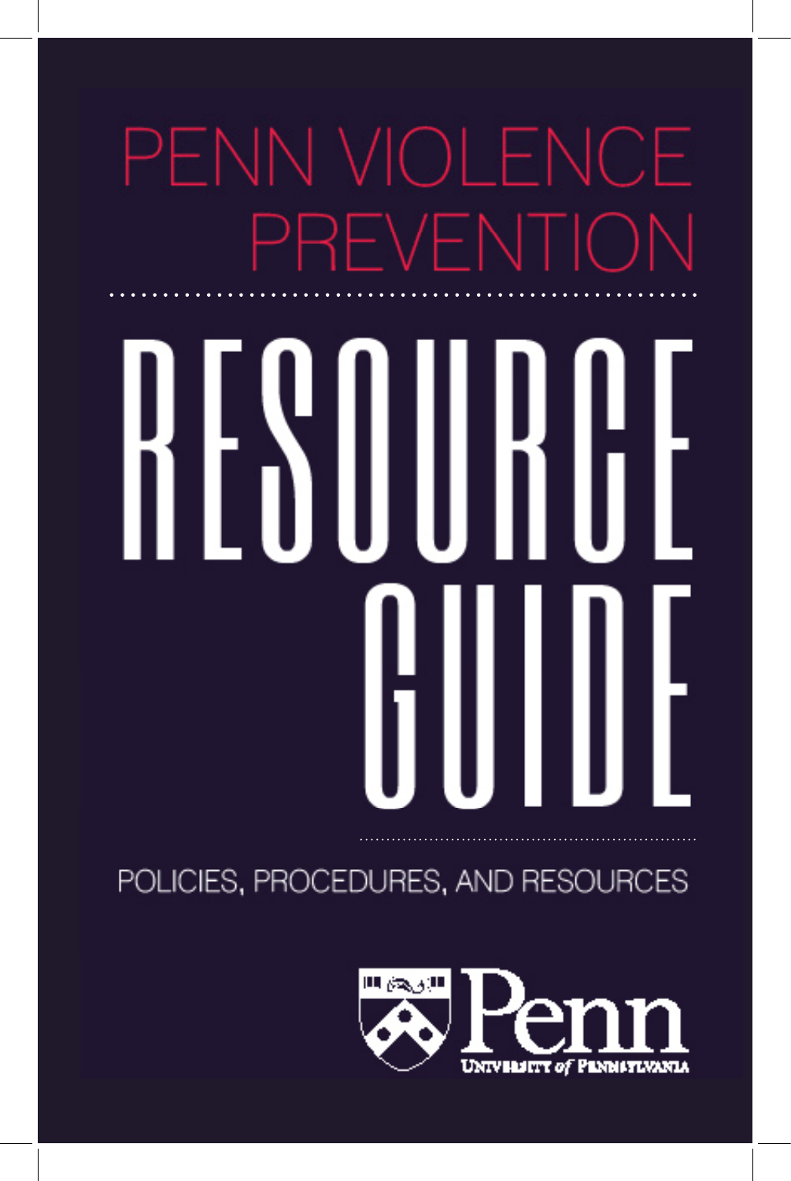# PENN VIOLENCE PREVENTION

# RESOURCE GUIDE

POLICIES, PROCEDURES, AND RESOURCES

Penn
UNIVERSITY of PENNSYLVANIA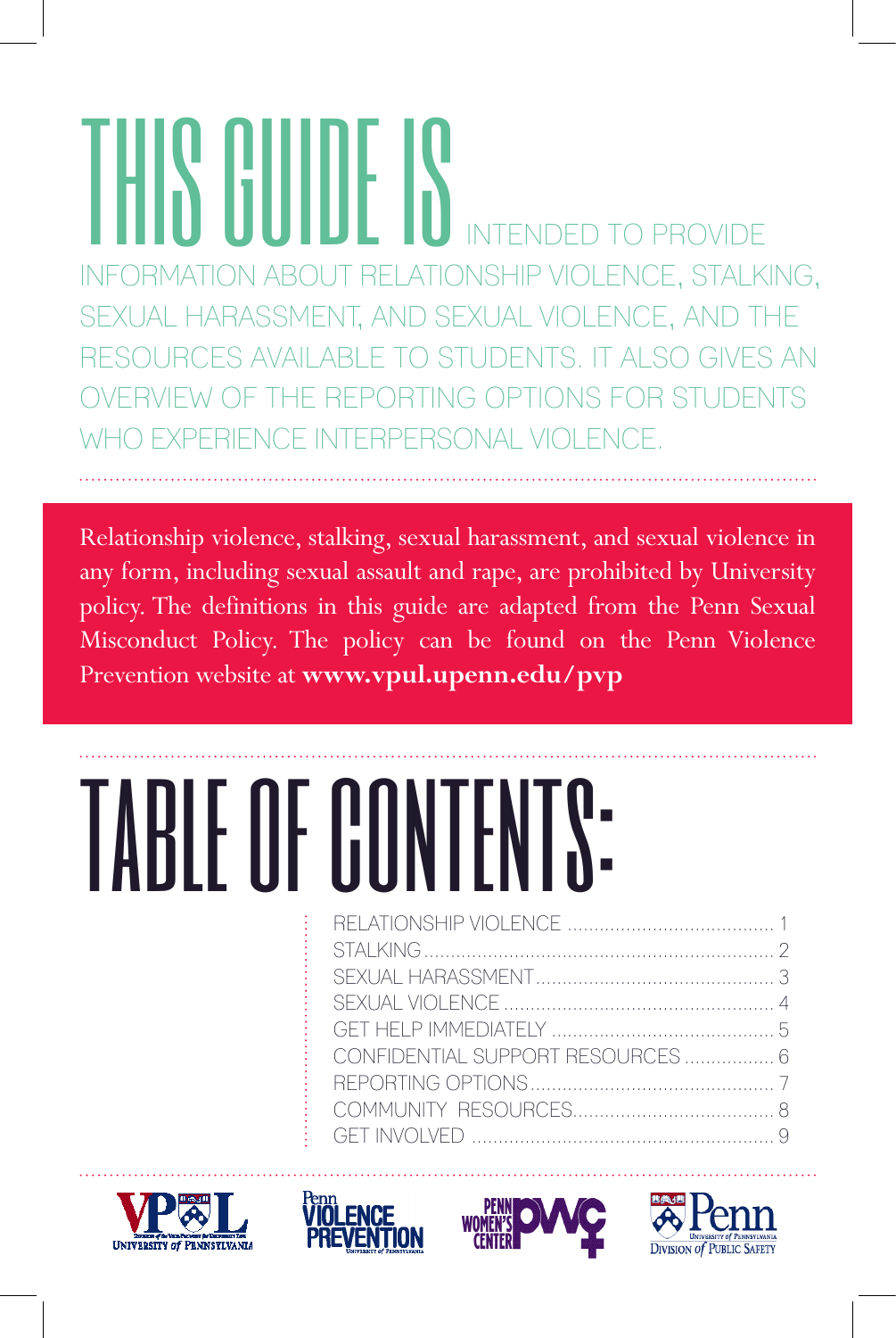# THIS GUIDE IS INTENDED TO PROVIDE INFORMATION ABOUT RELATIONSHIP VIOLENCE, STALKING, SEXUAL HARASSMENT, AND SEXUAL VIOLENCE, AND THE RESOURCES AVAILABLE TO STUDENTS. IT ALSO GIVES AN OVERVIEW OF THE REPORTING OPTIONS FOR STUDENTS WHO EXPERIENCE INTERPERSONAL VIOLENCE.

Relationship violence, stalking, sexual harassment, and sexual violence in any form, including sexual assault and rape, are prohibited by University policy. The definitions in this guide are adapted from the Penn Sexual Misconduct Policy. The policy can be found on the Penn Violence Prevention website at **www.vpul.upenn.edu/pvp**

# TABLE OF CONTENTS:

- RELATIONSHIP VIOLENCE ........ 1
- STALKING ........ 2
- SEXUAL HARASSMENT ........ 3
- SEXUAL VIOLENCE ........ 4
- GET HELP IMMEDIATELY ........ 5
- CONFIDENTIAL SUPPORT RESOURCES ........ 6
- REPORTING OPTIONS ........ 7
- COMMUNITY RESOURCES ........ 8
- GET INVOLVED ........ 9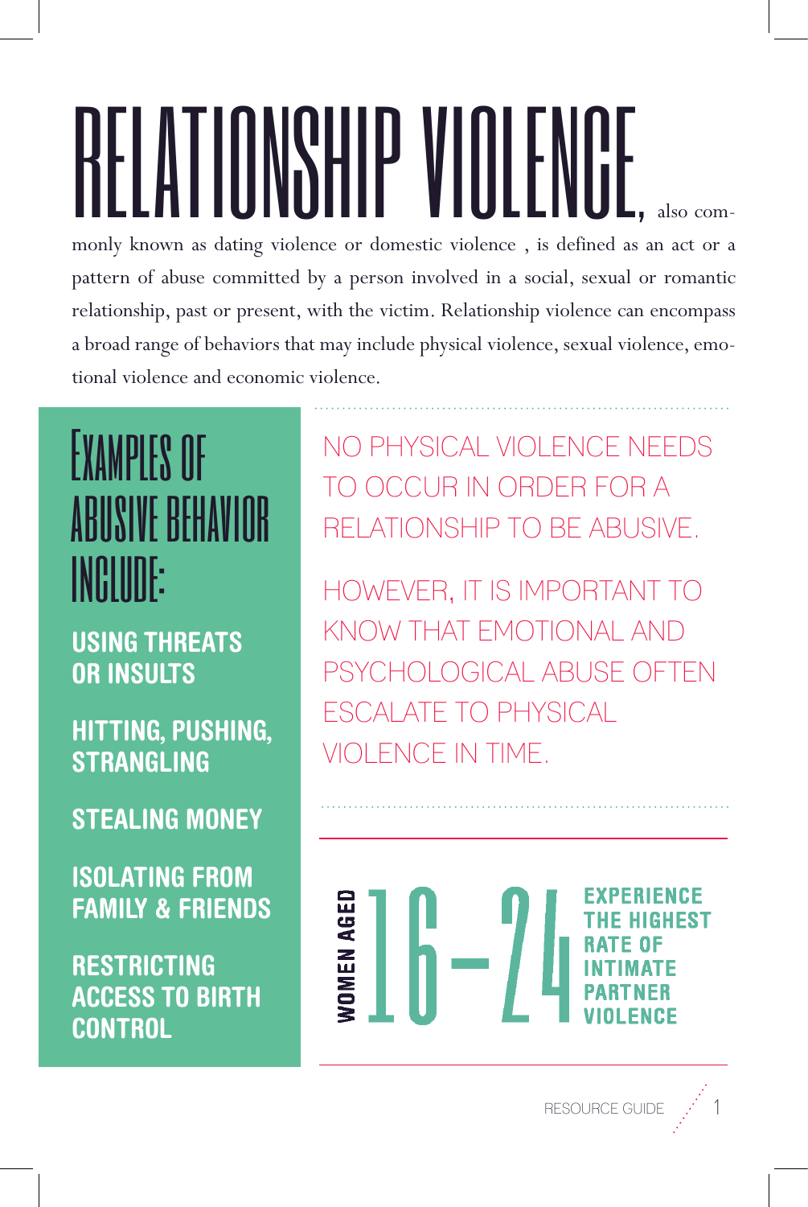# RELATIONSHIP VIOLENCE

**Relationship violence**, also commonly known as dating violence or domestic violence , is defined as an act or a pattern of abuse committed by a person involved in a social, sexual or romantic relationship, past or present, with the victim. Relationship violence can encompass a broad range of behaviors that may include physical violence, sexual violence, emotional violence and economic violence.

## Examples of Abusive Behavior Include:

- **USING THREATS OR INSULTS**
- **HITTING, PUSHING, STRANGLING**
- **STEALING MONEY**
- **ISOLATING FROM FAMILY & FRIENDS**
- **RESTRICTING ACCESS TO BIRTH CONTROL**

NO PHYSICAL VIOLENCE NEEDS TO OCCUR IN ORDER FOR A RELATIONSHIP TO BE ABUSIVE.

HOWEVER, IT IS IMPORTANT TO KNOW THAT EMOTIONAL AND PSYCHOLOGICAL ABUSE OFTEN ESCALATE TO PHYSICAL VIOLENCE IN TIME.

**WOMEN AGED 16–24 EXPERIENCE THE HIGHEST RATE OF INTIMATE PARTNER VIOLENCE**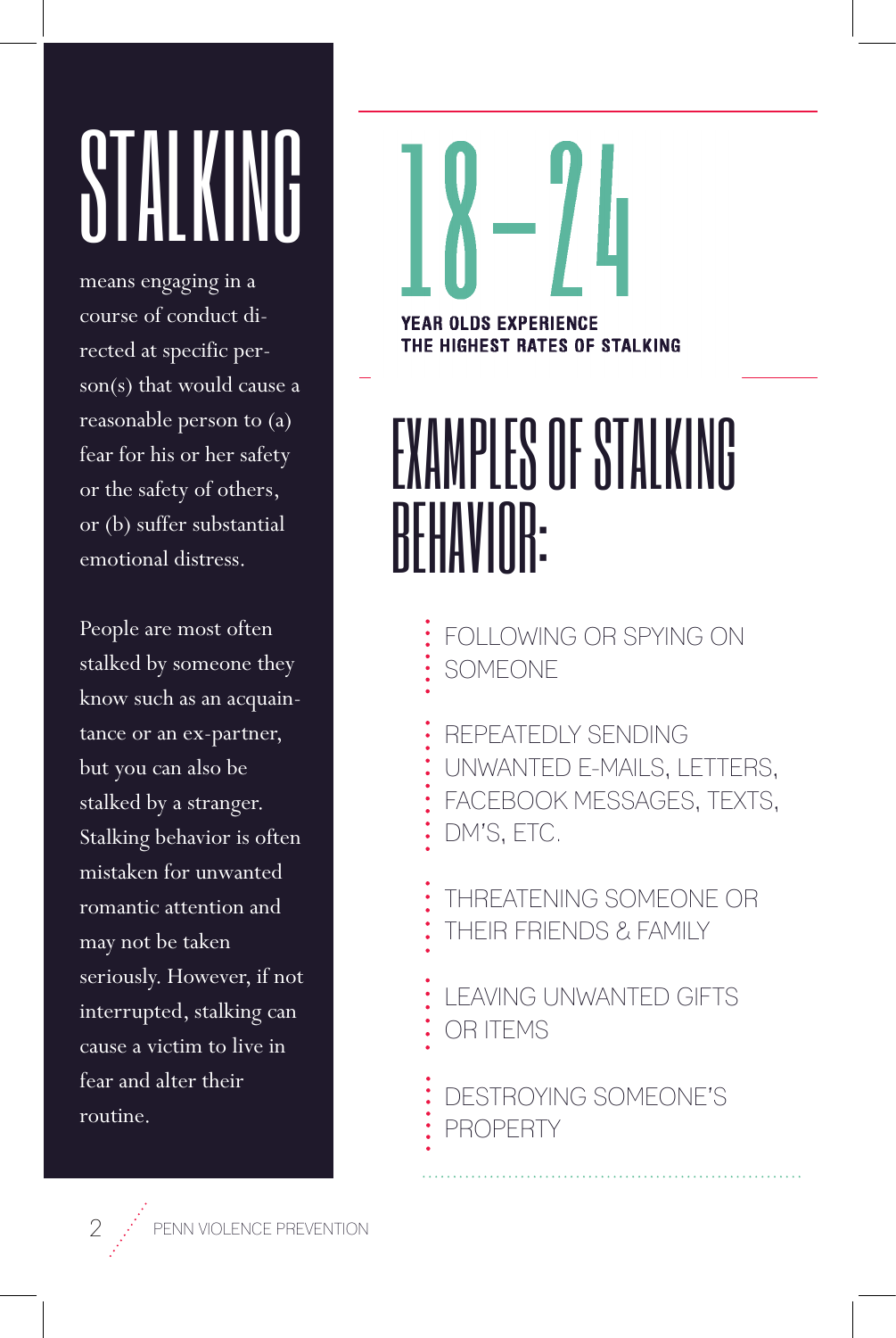# STALKING

means engaging in a course of conduct directed at specific person(s) that would cause a reasonable person to (a) fear for his or her safety or the safety of others, or (b) suffer substantial emotional distress.

People are most often stalked by someone they know such as an acquaintance or an ex-partner, but you can also be stalked by a stranger. Stalking behavior is often mistaken for unwanted romantic attention and may not be taken seriously. However, if not interrupted, stalking can cause a victim to live in fear and alter their routine.

## 18–24

**YEAR OLDS EXPERIENCE THE HIGHEST RATES OF STALKING**

## EXAMPLES OF STALKING BEHAVIOR:

- FOLLOWING OR SPYING ON SOMEONE
- REPEATEDLY SENDING UNWANTED E-MAILS, LETTERS, FACEBOOK MESSAGES, TEXTS, DM'S, ETC.
- THREATENING SOMEONE OR THEIR FRIENDS & FAMILY
- LEAVING UNWANTED GIFTS OR ITEMS
- DESTROYING SOMEONE'S PROPERTY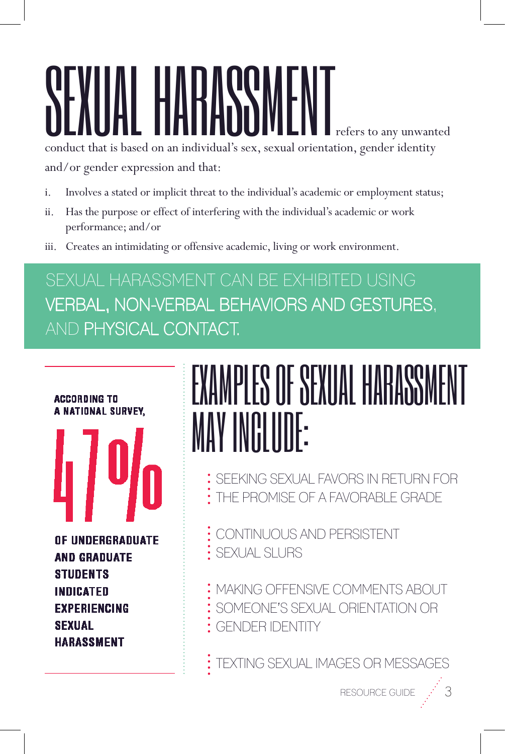# SEXUAL HARASSMENT

**SEXUAL HARASSMENT** refers to any unwanted conduct that is based on an individual's sex, sexual orientation, gender identity and/or gender expression and that:

i. Involves a stated or implicit threat to the individual's academic or employment status;

ii. Has the purpose or effect of interfering with the individual's academic or work performance; and/or

iii. Creates an intimidating or offensive academic, living or work environment.

SEXUAL HARASSMENT CAN BE EXHIBITED USING **VERBAL, NON-VERBAL BEHAVIORS AND GESTURES**, AND **PHYSICAL CONTACT.**

**ACCORDING TO A NATIONAL SURVEY, 47% OF UNDERGRADUATE AND GRADUATE STUDENTS INDICATED EXPERIENCING SEXUAL HARASSMENT**

## EXAMPLES OF SEXUAL HARASSMENT MAY INCLUDE:

- SEEKING SEXUAL FAVORS IN RETURN FOR THE PROMISE OF A FAVORABLE GRADE
- CONTINUOUS AND PERSISTENT SEXUAL SLURS
- MAKING OFFENSIVE COMMENTS ABOUT SOMEONE'S SEXUAL ORIENTATION OR GENDER IDENTITY
- TEXTING SEXUAL IMAGES OR MESSAGES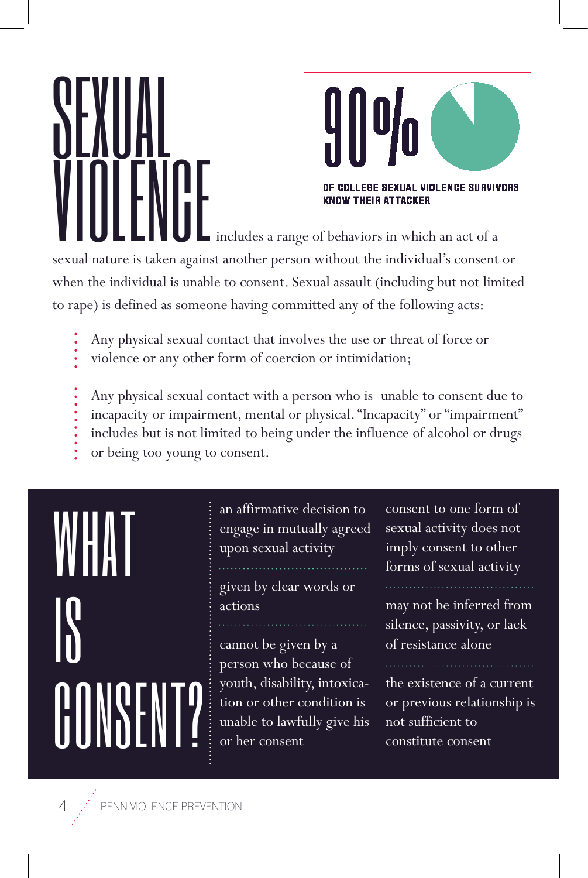# SEXUAL VIOLENCE

**90%** OF COLLEGE SEXUAL VIOLENCE SURVIVORS KNOW THEIR ATTACKER

**Sexual violence** includes a range of behaviors in which an act of a sexual nature is taken against another person without the individual's consent or when the individual is unable to consent. Sexual assault (including but not limited to rape) is defined as someone having committed any of the following acts:

- Any physical sexual contact that involves the use or threat of force or violence or any other form of coercion or intimidation;
- Any physical sexual contact with a person who is unable to consent due to incapacity or impairment, mental or physical. "Incapacity" or "impairment" includes but is not limited to being under the influence of alcohol or drugs or being too young to consent.

# WHAT IS CONSENT?

- an affirmative decision to engage in mutually agreed upon sexual activity
- given by clear words or actions
- cannot be given by a person who because of youth, disability, intoxication or other condition is unable to lawfully give his or her consent
- consent to one form of sexual activity does not imply consent to other forms of sexual activity
- may not be inferred from silence, passivity, or lack of resistance alone
- the existence of a current or previous relationship is not sufficient to constitute consent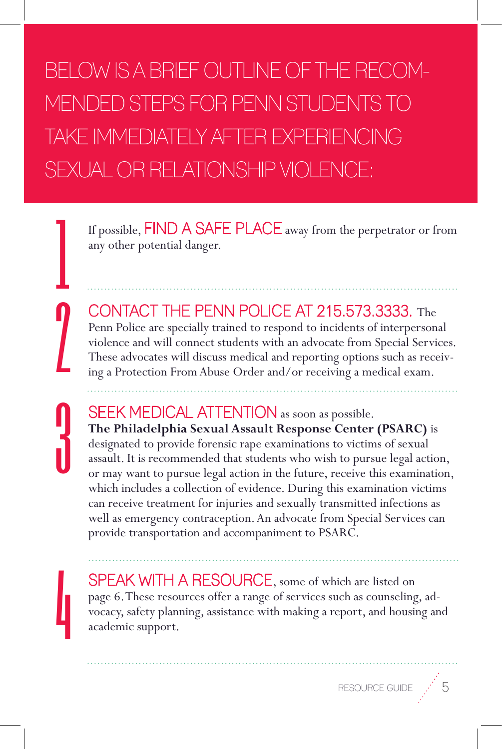# BELOW IS A BRIEF OUTLINE OF THE RECOMMENDED STEPS FOR PENN STUDENTS TO TAKE IMMEDIATELY AFTER EXPERIENCING SEXUAL OR RELATIONSHIP VIOLENCE:

1. If possible, FIND A SAFE PLACE away from the perpetrator or from any other potential danger.

2. CONTACT THE PENN POLICE AT 215.573.3333. The Penn Police are specially trained to respond to incidents of interpersonal violence and will connect students with an advocate from Special Services. These advocates will discuss medical and reporting options such as receiving a Protection From Abuse Order and/or receiving a medical exam.

3. SEEK MEDICAL ATTENTION as soon as possible. **The Philadelphia Sexual Assault Response Center (PSARC)** is designated to provide forensic rape examinations to victims of sexual assault. It is recommended that students who wish to pursue legal action, or may want to pursue legal action in the future, receive this examination, which includes a collection of evidence. During this examination victims can receive treatment for injuries and sexually transmitted infections as well as emergency contraception. An advocate from Special Services can provide transportation and accompaniment to PSARC.

4. SPEAK WITH A RESOURCE, some of which are listed on page 6. These resources offer a range of services such as counseling, advocacy, safety planning, assistance with making a report, and housing and academic support.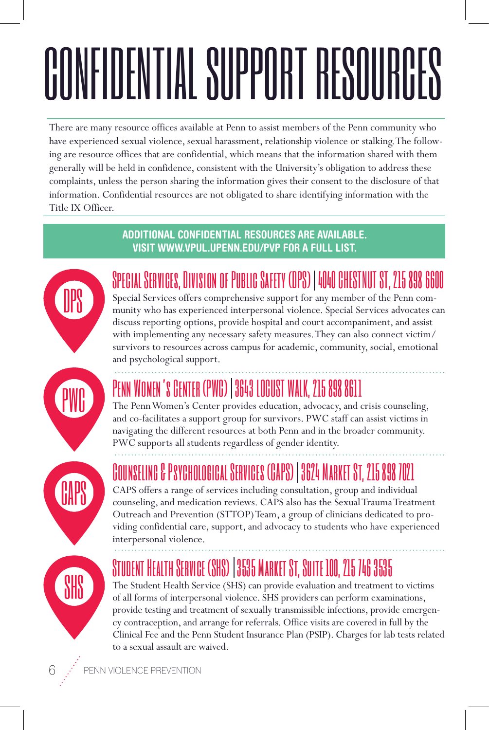# CONFIDENTIAL SUPPORT RESOURCES

There are many resource offices available at Penn to assist members of the Penn community who have experienced sexual violence, sexual harassment, relationship violence or stalking. The following are resource offices that are confidential, which means that the information shared with them generally will be held in confidence, consistent with the University's obligation to address these complaints, unless the person sharing the information gives their consent to the disclosure of that information. Confidential resources are not obligated to share identifying information with the Title IX Officer.

**ADDITIONAL CONFIDENTIAL RESOURCES ARE AVAILABLE. VISIT WWW.VPUL.UPENN.EDU/PVP FOR A FULL LIST.**

DPS

## Special Services, Division of Public Safety (DPS) | 4040 Chestnut St, 215 898 6600

Special Services offers comprehensive support for any member of the Penn community who has experienced interpersonal violence. Special Services advocates can discuss reporting options, provide hospital and court accompaniment, and assist with implementing any necessary safety measures. They can also connect victim/survivors to resources across campus for academic, community, social, emotional and psychological support.

PWC

## Penn Women's Center (PWC) | 3643 Locust Walk, 215 898 8611

The Penn Women's Center provides education, advocacy, and crisis counseling, and co-facilitates a support group for survivors. PWC staff can assist victims in navigating the different resources at both Penn and in the broader community. PWC supports all students regardless of gender identity.

CAPS

## Counseling & Psychological Services (CAPS) | 3624 Market St, 215 898 7021

CAPS offers a range of services including consultation, group and individual counseling, and medication reviews. CAPS also has the Sexual Trauma Treatment Outreach and Prevention (STTOP) Team, a group of clinicians dedicated to providing confidential care, support, and advocacy to students who have experienced interpersonal violence.

SHS

## Student Health Service (SHS) | 3535 Market St, Suite 100, 215 746 3535

The Student Health Service (SHS) can provide evaluation and treatment to victims of all forms of interpersonal violence. SHS providers can perform examinations, provide testing and treatment of sexually transmissible infections, provide emergency contraception, and arrange for referrals. Office visits are covered in full by the Clinical Fee and the Penn Student Insurance Plan (PSIP). Charges for lab tests related to a sexual assault are waived.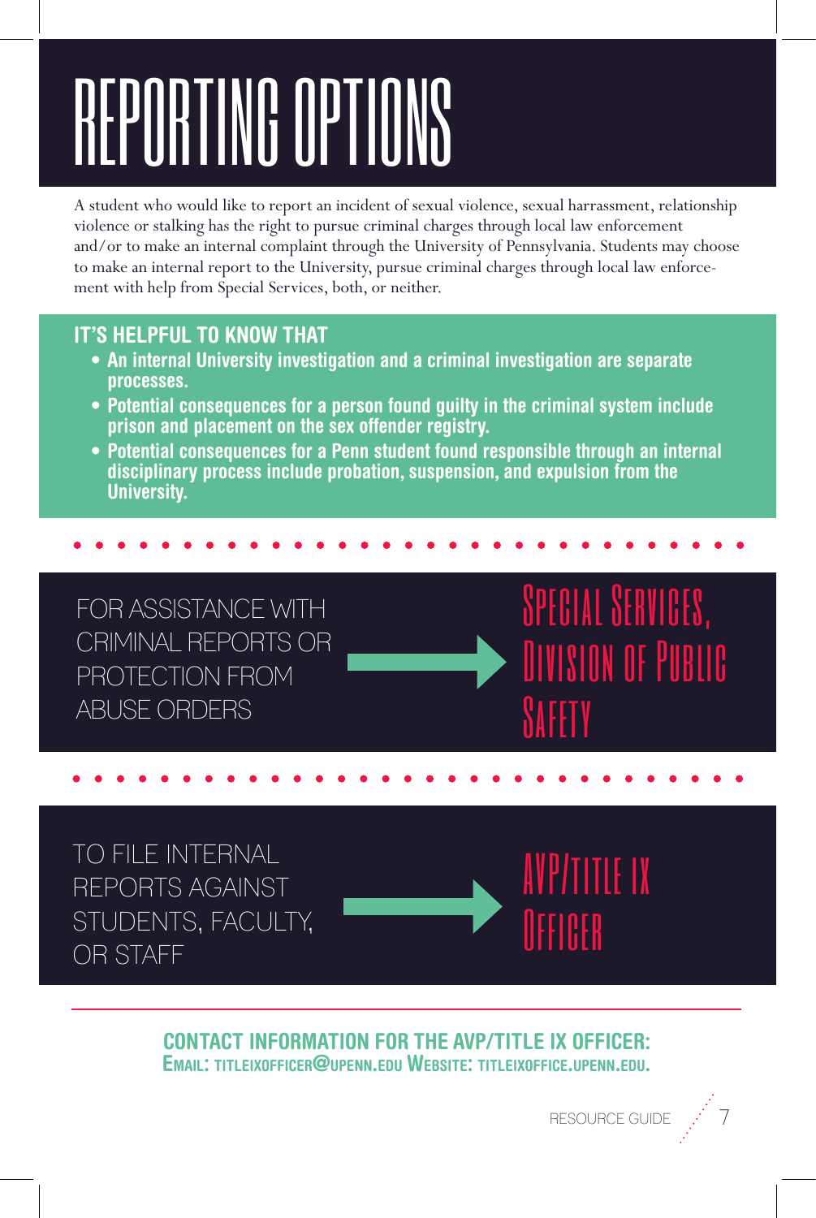# REPORTING OPTIONS

A student who would like to report an incident of sexual violence, sexual harrassment, relationship violence or stalking has the right to pursue criminal charges through local law enforcement and/or to make an internal complaint through the University of Pennsylvania. Students may choose to make an internal report to the University, pursue criminal charges through local law enforcement with help from Special Services, both, or neither.

## IT'S HELPFUL TO KNOW THAT

- **An internal University investigation and a criminal investigation are separate processes.**
- **Potential consequences for a person found guilty in the criminal system include prison and placement on the sex offender registry.**
- **Potential consequences for a Penn student found responsible through an internal disciplinary process include probation, suspension, and expulsion from the University.**

FOR ASSISTANCE WITH CRIMINAL REPORTS OR PROTECTION FROM ABUSE ORDERS → **Special Services, Division of Public Safety**

TO FILE INTERNAL REPORTS AGAINST STUDENTS, FACULTY, OR STAFF → **AVP/Title IX Officer**

**CONTACT INFORMATION FOR THE AVP/TITLE IX OFFICER:**
**Email: titleixofficer@upenn.edu Website: titleixoffice.upenn.edu.**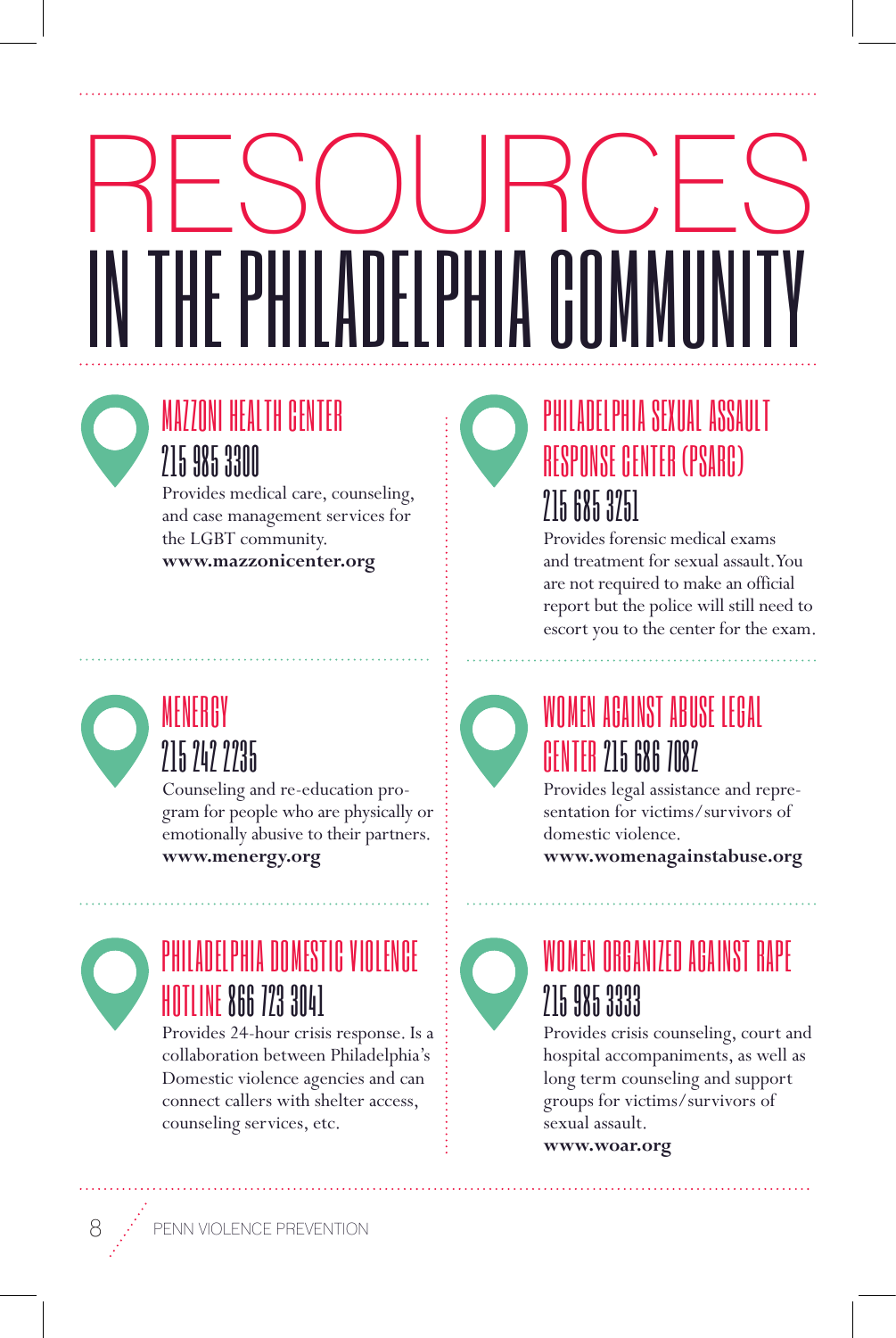# RESOURCES IN THE PHILADELPHIA COMMUNITY

## MAZZONI HEALTH CENTER 215 985 3300

Provides medical care, counseling, and case management services for the LGBT community.
**www.mazzonicenter.org**

## MENERGY 215 242 2235

Counseling and re-education program for people who are physically or emotionally abusive to their partners.
**www.menergy.org**

## PHILADELPHIA DOMESTIC VIOLENCE HOTLINE 866 723 3041

Provides 24-hour crisis response. Is a collaboration between Philadelphia's Domestic violence agencies and can connect callers with shelter access, counseling services, etc.

## PHILADELPHIA SEXUAL ASSAULT RESPONSE CENTER (PSARC) 215 685 3251

Provides forensic medical exams and treatment for sexual assault. You are not required to make an official report but the police will still need to escort you to the center for the exam.

## WOMEN AGAINST ABUSE LEGAL CENTER 215 686 7082

Provides legal assistance and representation for victims/survivors of domestic violence.
**www.womenagainstabuse.org**

## WOMEN ORGANIZED AGAINST RAPE 215 985 3333

Provides crisis counseling, court and hospital accompaniments, as well as long term counseling and support groups for victims/survivors of sexual assault.
**www.woar.org**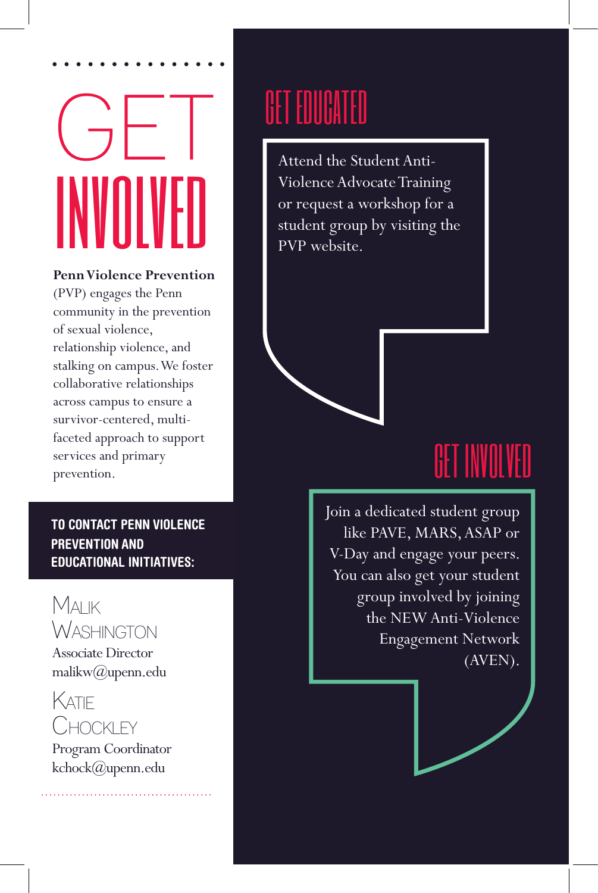# GET INVOLVED

**Penn Violence Prevention** (PVP) engages the Penn community in the prevention of sexual violence, relationship violence, and stalking on campus. We foster collaborative relationships across campus to ensure a survivor-centered, multi-faceted approach to support services and primary prevention.

**TO CONTACT PENN VIOLENCE PREVENTION AND EDUCATIONAL INITIATIVES:**

MALIK WASHINGTON
Associate Director
malikw@upenn.edu

KATIE CHOCKLEY
Program Coordinator
kchock@upenn.edu

## GET EDUCATED

Attend the Student Anti-Violence Advocate Training or request a workshop for a student group by visiting the PVP website.

## GET INVOLVED

Join a dedicated student group like PAVE, MARS, ASAP or V-Day and engage your peers. You can also get your student group involved by joining the NEW Anti-Violence Engagement Network (AVEN).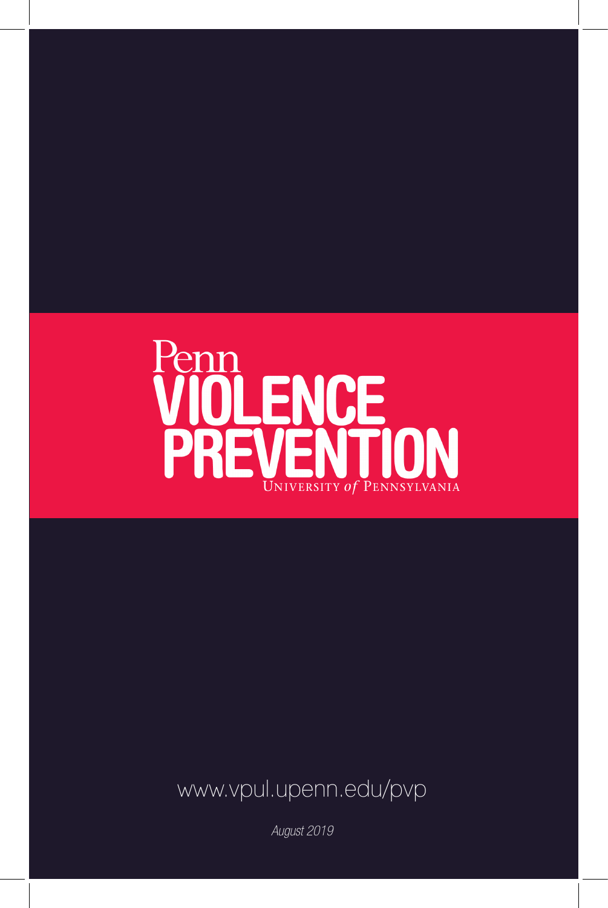Penn

# VIOLENCE PREVENTION

UNIVERSITY *of* PENNSYLVANIA

www.vpul.upenn.edu/pvp

*August 2019*